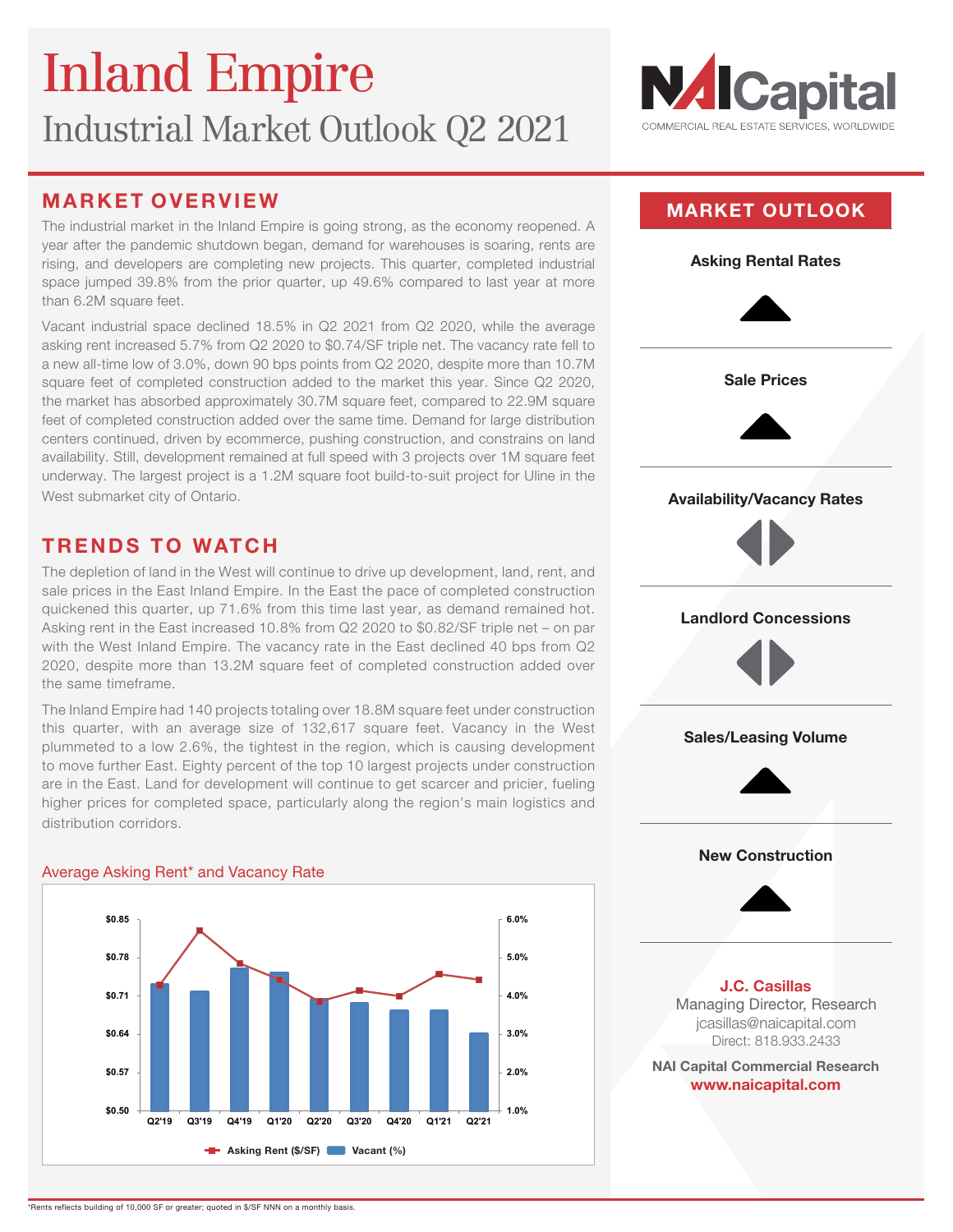# Inland Empire

## Industrial Market Outlook Q2 2021

NAI Capital
COMMERCIAL REAL ESTATE SERVICES, WORLDWIDE

## MARKET OVERVIEW

The industrial market in the Inland Empire is going strong, as the economy reopened. A year after the pandemic shutdown began, demand for warehouses is soaring, rents are rising, and developers are completing new projects. This quarter, completed industrial space jumped 39.8% from the prior quarter, up 49.6% compared to last year at more than 6.2M square feet.

Vacant industrial space declined 18.5% in Q2 2021 from Q2 2020, while the average asking rent increased 5.7% from Q2 2020 to $0.74/SF triple net. The vacancy rate fell to a new all-time low of 3.0%, down 90 bps points from Q2 2020, despite more than 10.7M square feet of completed construction added to the market this year. Since Q2 2020, the market has absorbed approximately 30.7M square feet, compared to 22.9M square feet of completed construction added over the same time. Demand for large distribution centers continued, driven by ecommerce, pushing construction, and constrains on land availability. Still, development remained at full speed with 3 projects over 1M square feet underway. The largest project is a 1.2M square foot build-to-suit project for Uline in the West submarket city of Ontario.

## TRENDS TO WATCH

The depletion of land in the West will continue to drive up development, land, rent, and sale prices in the East Inland Empire. In the East the pace of completed construction quickened this quarter, up 71.6% from this time last year, as demand remained hot. Asking rent in the East increased 10.8% from Q2 2020 to $0.82/SF triple net – on par with the West Inland Empire. The vacancy rate in the East declined 40 bps from Q2 2020, despite more than 13.2M square feet of completed construction added over the same timeframe.

The Inland Empire had 140 projects totaling over 18.8M square feet under construction this quarter, with an average size of 132,617 square feet. Vacancy in the West plummeted to a low 2.6%, the tightest in the region, which is causing development to move further East. Eighty percent of the top 10 largest projects under construction are in the East. Land for development will continue to get scarcer and pricier, fueling higher prices for completed space, particularly along the region's main logistics and distribution corridors.

### Average Asking Rent* and Vacancy Rate

Chart axes: Asking Rent ($/SF) from $0.50 to $0.85; Vacant (%) from 1.0% to 6.0%; quarters Q2'19, Q3'19, Q4'19, Q1'20, Q2'20, Q3'20, Q4'20, Q1'21, Q2'21.

Legend: Asking Rent ($/SF) | Vacant (%)

## MARKET OUTLOOK

| Indicator | Outlook |
| --- | --- |
| Asking Rental Rates | ▲ |
| Sale Prices | ▲ |
| Availability/Vacancy Rates | ◀▶ |
| Landlord Concessions | ◀▶ |
| Sales/Leasing Volume | ▲ |
| New Construction | ▲ |

**J.C. Casillas**
Managing Director, Research
jcasillas@naicapital.com
Direct: 818.933.2433

**NAI Capital Commercial Research**
**www.naicapital.com**

*Rents reflects building of 10,000 SF or greater; quoted in $/SF NNN on a monthly basis.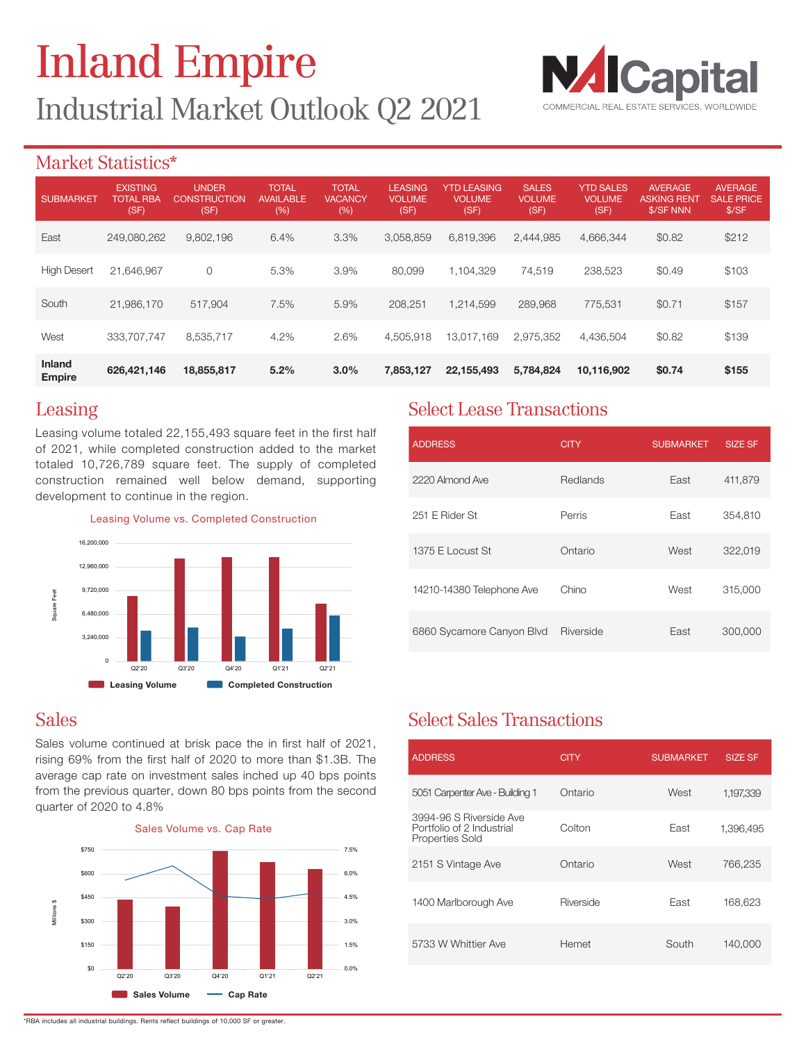# Inland Empire

## Industrial Market Outlook Q2 2021

### Market Statistics*

| SUBMARKET | EXISTING TOTAL RBA (SF) | UNDER CONSTRUCTION (SF) | TOTAL AVAILABLE (%) | TOTAL VACANCY (%) | LEASING VOLUME (SF) | YTD LEASING VOLUME (SF) | SALES VOLUME (SF) | YTD SALES VOLUME (SF) | AVERAGE ASKING RENT $/SF NNN | AVERAGE SALE PRICE $/SF |
|---|---|---|---|---|---|---|---|---|---|---|
| East | 249,080,262 | 9,802,196 | 6.4% | 3.3% | 3,058,859 | 6,819,396 | 2,444,985 | 4,666,344 | $0.82 | $212 |
| High Desert | 21,646,967 | 0 | 5.3% | 3.9% | 80,099 | 1,104,329 | 74,519 | 238,523 | $0.49 | $103 |
| South | 21,986,170 | 517,904 | 7.5% | 5.9% | 208,251 | 1,214,599 | 289,968 | 775,531 | $0.71 | $157 |
| West | 333,707,747 | 8,535,717 | 4.2% | 2.6% | 4,505,918 | 13,017,169 | 2,975,352 | 4,436,504 | $0.82 | $139 |
| **Inland Empire** | **626,421,146** | **18,855,817** | **5.2%** | **3.0%** | **7,853,127** | **22,155,493** | **5,784,824** | **10,116,902** | **$0.74** | **$155** |

### Leasing

Leasing volume totaled 22,155,493 square feet in the first half of 2021, while completed construction added to the market totaled 10,726,789 square feet. The supply of completed construction remained well below demand, supporting development to continue in the region.

Leasing Volume vs. Completed Construction

### Select Lease Transactions

| ADDRESS | CITY | SUBMARKET | SIZE SF |
|---|---|---|---|
| 2220 Almond Ave | Redlands | East | 411,879 |
| 251 E Rider St | Perris | East | 354,810 |
| 1375 E Locust St | Ontario | West | 322,019 |
| 14210-14380 Telephone Ave | Chino | West | 315,000 |
| 6860 Sycamore Canyon Blvd | Riverside | East | 300,000 |

### Sales

Sales volume continued at brisk pace the in first half of 2021, rising 69% from the first half of 2020 to more than $1.3B. The average cap rate on investment sales inched up 40 bps points from the previous quarter, down 80 bps points from the second quarter of 2020 to 4.8%

Sales Volume vs. Cap Rate

### Select Sales Transactions

| ADDRESS | CITY | SUBMARKET | SIZE SF |
|---|---|---|---|
| 5051 Carpenter Ave - Building 1 | Ontario | West | 1,197,339 |
| 3994-96 S Riverside Ave Portfolio of 2 Industrial Properties Sold | Colton | East | 1,396,495 |
| 2151 S Vintage Ave | Ontario | West | 766,235 |
| 1400 Marlborough Ave | Riverside | East | 168,623 |
| 5733 W Whittier Ave | Hemet | South | 140,000 |

*RBA includes all industrial buildings. Rents reflect buildings of 10,000 SF or greater.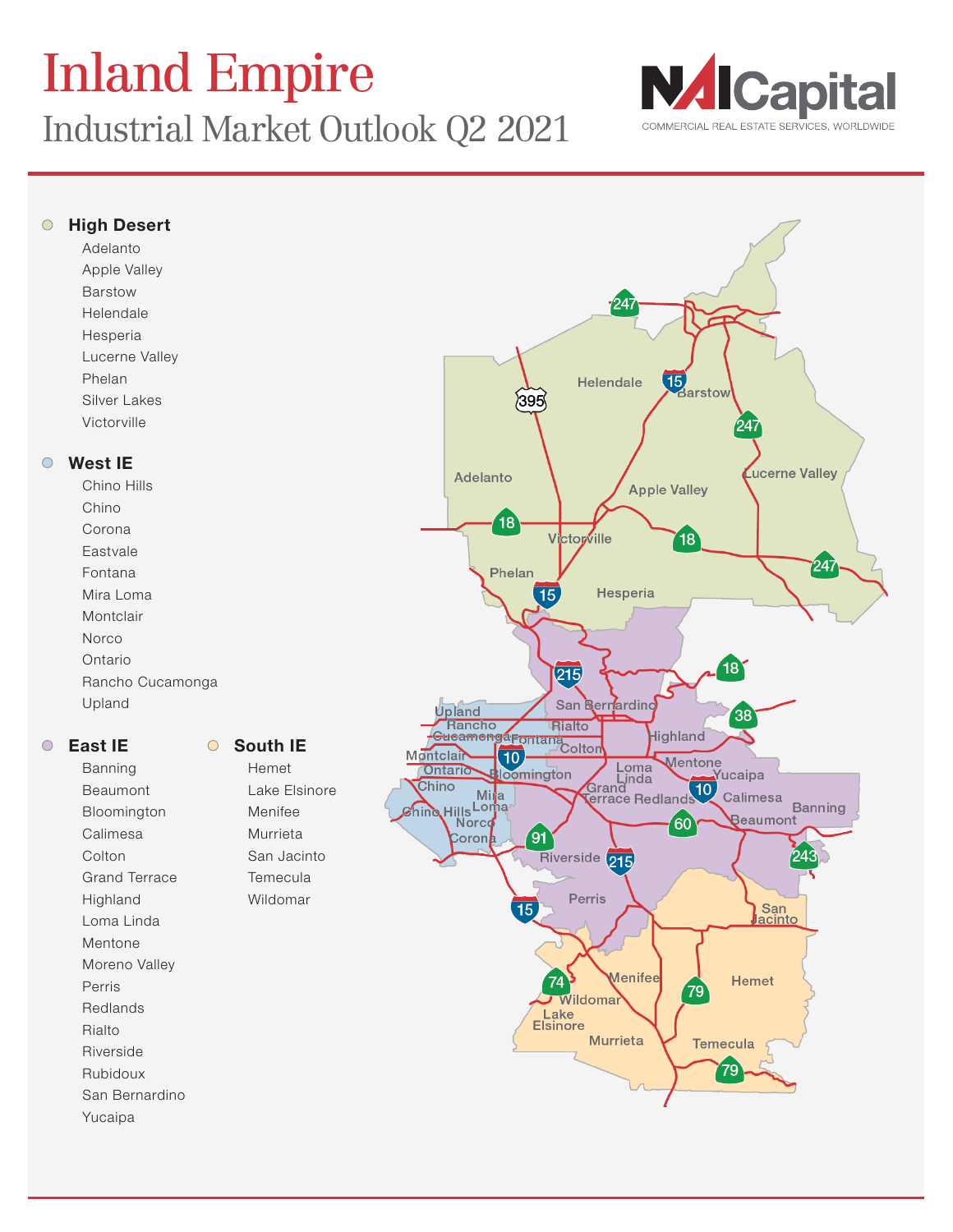# Inland Empire

## Industrial Market Outlook Q2 2021

### High Desert

- Adelanto
- Apple Valley
- Barstow
- Helendale
- Hesperia
- Lucerne Valley
- Phelan
- Silver Lakes
- Victorville

### West IE

- Chino Hills
- Chino
- Corona
- Eastvale
- Fontana
- Mira Loma
- Montclair
- Norco
- Ontario
- Rancho Cucamonga
- Upland

### East IE

- Banning
- Beaumont
- Bloomington
- Calimesa
- Colton
- Grand Terrace
- Highland
- Loma Linda
- Mentone
- Moreno Valley
- Perris
- Redlands
- Rialto
- Riverside
- Rubidoux
- San Bernardino
- Yucaipa

### South IE

- Hemet
- Lake Elsinore
- Menifee
- Murrieta
- San Jacinto
- Temecula
- Wildomar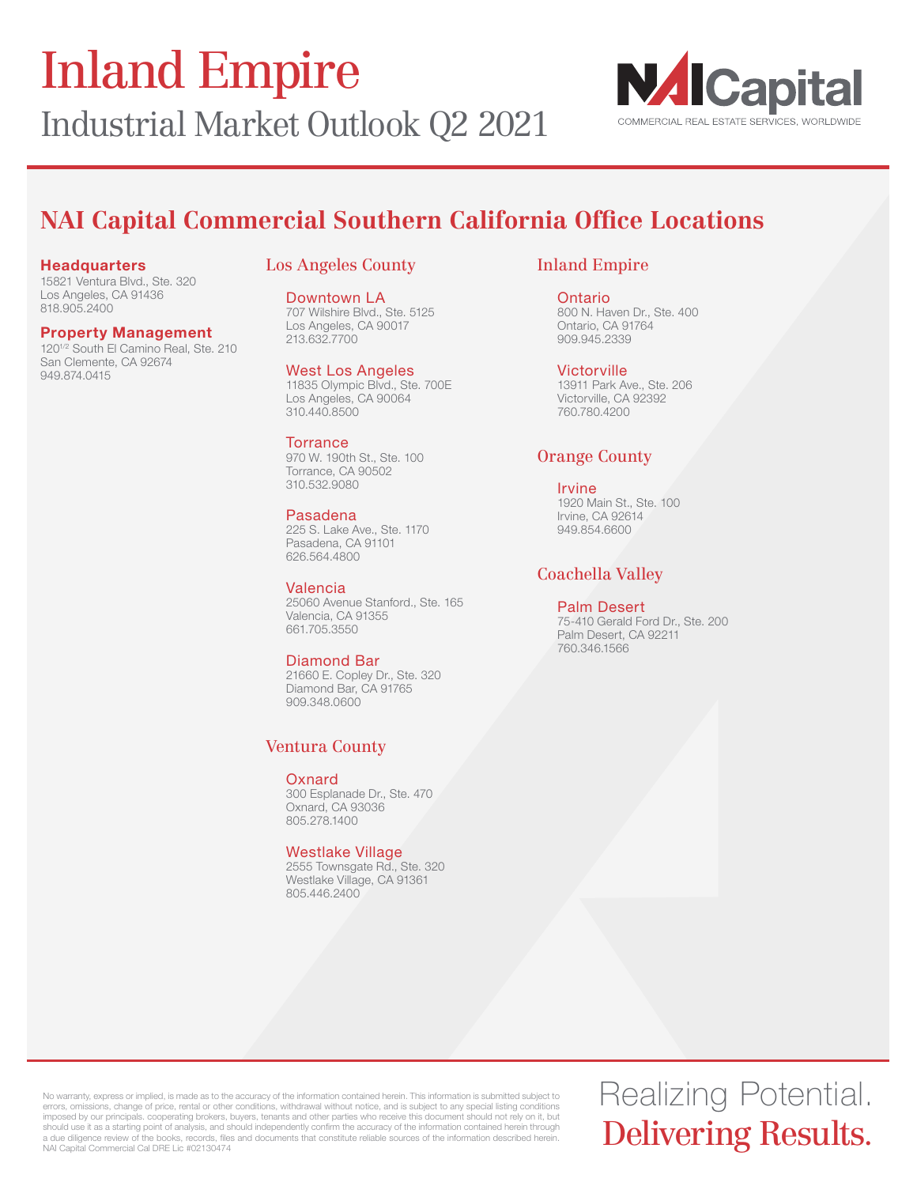# Inland Empire

## Industrial Market Outlook Q2 2021

NAI Capital
COMMERCIAL REAL ESTATE SERVICES, WORLDWIDE

## NAI Capital Commercial Southern California Office Locations

**Headquarters**
15821 Ventura Blvd., Ste. 320
Los Angeles, CA 91436
818.905.2400

**Property Management**
120 1/2 South El Camino Real, Ste. 210
San Clemente, CA 92674
949.874.0415

### Los Angeles County

**Downtown LA**
707 Wilshire Blvd., Ste. 5125
Los Angeles, CA 90017
213.632.7700

**West Los Angeles**
11835 Olympic Blvd., Ste. 700E
Los Angeles, CA 90064
310.440.8500

**Torrance**
970 W. 190th St., Ste. 100
Torrance, CA 90502
310.532.9080

**Pasadena**
225 S. Lake Ave., Ste. 1170
Pasadena, CA 91101
626.564.4800

**Valencia**
25060 Avenue Stanford., Ste. 165
Valencia, CA 91355
661.705.3550

**Diamond Bar**
21660 E. Copley Dr., Ste. 320
Diamond Bar, CA 91765
909.348.0600

### Ventura County

**Oxnard**
300 Esplanade Dr., Ste. 470
Oxnard, CA 93036
805.278.1400

**Westlake Village**
2555 Townsgate Rd., Ste. 320
Westlake Village, CA 91361
805.446.2400

### Inland Empire

**Ontario**
800 N. Haven Dr., Ste. 400
Ontario, CA 91764
909.945.2339

**Victorville**
13911 Park Ave., Ste. 206
Victorville, CA 92392
760.780.4200

### Orange County

**Irvine**
1920 Main St., Ste. 100
Irvine, CA 92614
949.854.6600

### Coachella Valley

**Palm Desert**
75-410 Gerald Ford Dr., Ste. 200
Palm Desert, CA 92211
760.346.1566

No warranty, express or implied, is made as to the accuracy of the information contained herein. This information is submitted subject to errors, omissions, change of price, rental or other conditions, withdrawal without notice, and is subject to any special listing conditions imposed by our principals. cooperating brokers, buyers, tenants and other parties who receive this document should not rely on it, but should use it as a starting point of analysis, and should independently confirm the accuracy of the information contained herein through a due diligence review of the books, records, files and documents that constitute reliable sources of the information described herein. NAI Capital Commercial Cal DRE Lic #02130474

Realizing Potential.
Delivering Results.